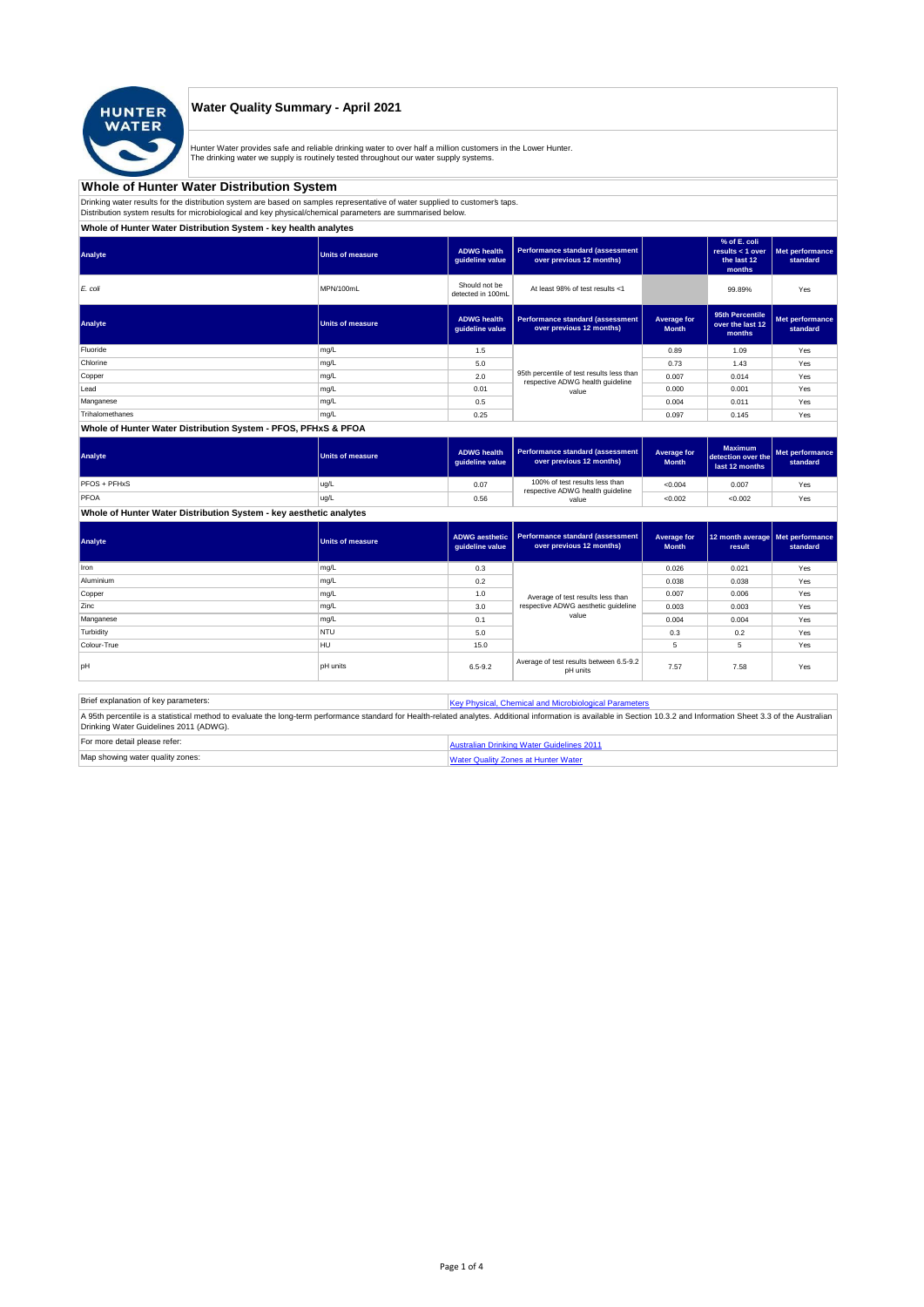# Water Quality Summary - April 2021

Hunter Water provides safe and reliable drinking water to over half a million customers in the Lower Hunter.
The drinking water we supply is routinely tested throughout our water supply systems.

## Whole of Hunter Water Distribution System

Drinking water results for the distribution system are based on samples representative of water supplied to customer's taps.
Distribution system results for microbiological and key physical/chemical parameters are summarised below.

### Whole of Hunter Water Distribution System - key health analytes

| Analyte | Units of measure | ADWG health guideline value | Performance standard (assessment over previous 12 months) | | % of E. coli results < 1 over the last 12 months | Met performance standard |
|---|---|---|---|---|---|---|
| *E. coli* | MPN/100mL | Should not be detected in 100mL | At least 98% of test results <1 | | 99.89% | Yes |

| Analyte | Units of measure | ADWG health guideline value | Performance standard (assessment over previous 12 months) | Average for Month | 95th Percentile over the last 12 months | Met performance standard |
|---|---|---|---|---|---|---|
| Fluoride | mg/L | 1.5 | 95th percentile of test results less than respective ADWG health guideline value | 0.89 | 1.09 | Yes |
| Chlorine | mg/L | 5.0 | | 0.73 | 1.43 | Yes |
| Copper | mg/L | 2.0 | | 0.007 | 0.014 | Yes |
| Lead | mg/L | 0.01 | | 0.000 | 0.001 | Yes |
| Manganese | mg/L | 0.5 | | 0.004 | 0.011 | Yes |
| Trihalomethanes | mg/L | 0.25 | | 0.097 | 0.145 | Yes |

### Whole of Hunter Water Distribution System - PFOS, PFHxS & PFOA

| Analyte | Units of measure | ADWG health guideline value | Performance standard (assessment over previous 12 months) | Average for Month | Maximum detection over the last 12 months | Met performance standard |
|---|---|---|---|---|---|---|
| PFOS + PFHxS | ug/L | 0.07 | 100% of test results less than respective ADWG health guideline value | <0.004 | 0.007 | Yes |
| PFOA | ug/L | 0.56 | | <0.002 | <0.002 | Yes |

### Whole of Hunter Water Distribution System - key aesthetic analytes

| Analyte | Units of measure | ADWG aesthetic guideline value | Performance standard (assessment over previous 12 months) | Average for Month | 12 month average result | Met performance standard |
|---|---|---|---|---|---|---|
| Iron | mg/L | 0.3 | Average of test results less than respective ADWG aesthetic guideline value | 0.026 | 0.021 | Yes |
| Aluminium | mg/L | 0.2 | | 0.038 | 0.038 | Yes |
| Copper | mg/L | 1.0 | | 0.007 | 0.006 | Yes |
| Zinc | mg/L | 3.0 | | 0.003 | 0.003 | Yes |
| Manganese | mg/L | 0.1 | | 0.004 | 0.004 | Yes |
| Turbidity | NTU | 5.0 | | 0.3 | 0.2 | Yes |
| Colour-True | HU | 15.0 | | 5 | 5 | Yes |
| pH | pH units | 6.5-9.2 | Average of test results between 6.5-9.2 pH units | 7.57 | 7.58 | Yes |

| Brief explanation of key parameters: | Key Physical, Chemical and Microbiological Parameters |
|---|---|
| A 95th percentile is a statistical method to evaluate the long-term performance standard for Health-related analytes. Additional information is available in Section 10.3.2 and Information Sheet 3.3 of the Australian Drinking Water Guidelines 2011 (ADWG). | |
| For more detail please refer: | Australian Drinking Water Guidelines 2011 |
| Map showing water quality zones: | Water Quality Zones at Hunter Water |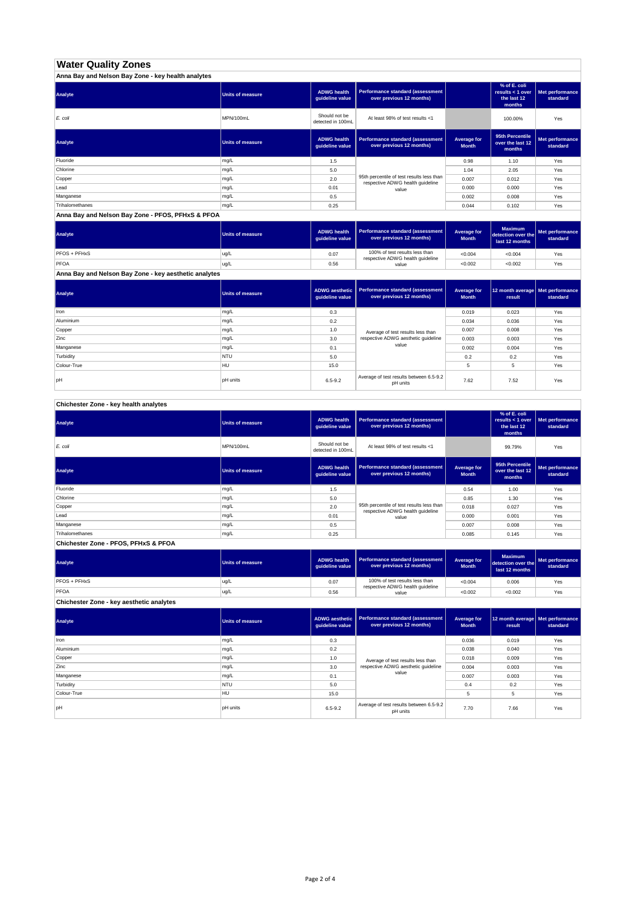# Water Quality Zones

## Anna Bay and Nelson Bay Zone - key health analytes

| Analyte | Units of measure | ADWG health guideline value | Performance standard (assessment over previous 12 months) | | % of E. coli results < 1 over the last 12 months | Met performance standard |
|---|---|---|---|---|---|---|
| *E. coli* | MPN/100mL | Should not be detected in 100mL | At least 98% of test results <1 | | 100.00% | Yes |

| Analyte | Units of measure | ADWG health guideline value | Performance standard (assessment over previous 12 months) | Average for Month | 95th Percentile over the last 12 months | Met performance standard |
|---|---|---|---|---|---|---|
| Fluoride | mg/L | 1.5 | 95th percentile of test results less than respective ADWG health guideline value | 0.98 | 1.10 | Yes |
| Chlorine | mg/L | 5.0 | | 1.04 | 2.05 | Yes |
| Copper | mg/L | 2.0 | | 0.007 | 0.012 | Yes |
| Lead | mg/L | 0.01 | | 0.000 | 0.000 | Yes |
| Manganese | mg/L | 0.5 | | 0.002 | 0.008 | Yes |
| Trihalomethanes | mg/L | 0.25 | | 0.044 | 0.102 | Yes |

## Anna Bay and Nelson Bay Zone - PFOS, PFHxS & PFOA

| Analyte | Units of measure | ADWG health guideline value | Performance standard (assessment over previous 12 months) | Average for Month | Maximum detection over the last 12 months | Met performance standard |
|---|---|---|---|---|---|---|
| PFOS + PFHxS | ug/L | 0.07 | 100% of test results less than respective ADWG health guideline value | <0.004 | <0.004 | Yes |
| PFOA | ug/L | 0.56 | | <0.002 | <0.002 | Yes |

## Anna Bay and Nelson Bay Zone - key aesthetic analytes

| Analyte | Units of measure | ADWG aesthetic guideline value | Performance standard (assessment over previous 12 months) | Average for Month | 12 month average result | Met performance standard |
|---|---|---|---|---|---|---|
| Iron | mg/L | 0.3 | Average of test results less than respective ADWG aesthetic guideline value | 0.019 | 0.023 | Yes |
| Aluminium | mg/L | 0.2 | | 0.034 | 0.036 | Yes |
| Copper | mg/L | 1.0 | | 0.007 | 0.008 | Yes |
| Zinc | mg/L | 3.0 | | 0.003 | 0.003 | Yes |
| Manganese | mg/L | 0.1 | | 0.002 | 0.004 | Yes |
| Turbidity | NTU | 5.0 | | 0.2 | 0.2 | Yes |
| Colour-True | HU | 15.0 | | 5 | 5 | Yes |
| pH | pH units | 6.5-9.2 | Average of test results between 6.5-9.2 pH units | 7.62 | 7.52 | Yes |

## Chichester Zone - key health analytes

| Analyte | Units of measure | ADWG health guideline value | Performance standard (assessment over previous 12 months) | | % of E. coli results < 1 over the last 12 months | Met performance standard |
|---|---|---|---|---|---|---|
| *E. coli* | MPN/100mL | Should not be detected in 100mL | At least 98% of test results <1 | | 99.79% | Yes |

| Analyte | Units of measure | ADWG health guideline value | Performance standard (assessment over previous 12 months) | Average for Month | 95th Percentile over the last 12 months | Met performance standard |
|---|---|---|---|---|---|---|
| Fluoride | mg/L | 1.5 | 95th percentile of test results less than respective ADWG health guideline value | 0.54 | 1.00 | Yes |
| Chlorine | mg/L | 5.0 | | 0.85 | 1.30 | Yes |
| Copper | mg/L | 2.0 | | 0.018 | 0.027 | Yes |
| Lead | mg/L | 0.01 | | 0.000 | 0.001 | Yes |
| Manganese | mg/L | 0.5 | | 0.007 | 0.008 | Yes |
| Trihalomethanes | mg/L | 0.25 | | 0.085 | 0.145 | Yes |

## Chichester Zone - PFOS, PFHxS & PFOA

| Analyte | Units of measure | ADWG health guideline value | Performance standard (assessment over previous 12 months) | Average for Month | Maximum detection over the last 12 months | Met performance standard |
|---|---|---|---|---|---|---|
| PFOS + PFHxS | ug/L | 0.07 | 100% of test results less than respective ADWG health guideline value | <0.004 | 0.006 | Yes |
| PFOA | ug/L | 0.56 | | <0.002 | <0.002 | Yes |

## Chichester Zone - key aesthetic analytes

| Analyte | Units of measure | ADWG aesthetic guideline value | Performance standard (assessment over previous 12 months) | Average for Month | 12 month average result | Met performance standard |
|---|---|---|---|---|---|---|
| Iron | mg/L | 0.3 | Average of test results less than respective ADWG aesthetic guideline value | 0.036 | 0.019 | Yes |
| Aluminium | mg/L | 0.2 | | 0.038 | 0.040 | Yes |
| Copper | mg/L | 1.0 | | 0.018 | 0.009 | Yes |
| Zinc | mg/L | 3.0 | | 0.004 | 0.003 | Yes |
| Manganese | mg/L | 0.1 | | 0.007 | 0.003 | Yes |
| Turbidity | NTU | 5.0 | | 0.4 | 0.2 | Yes |
| Colour-True | HU | 15.0 | | 5 | 5 | Yes |
| pH | pH units | 6.5-9.2 | Average of test results between 6.5-9.2 pH units | 7.70 | 7.66 | Yes |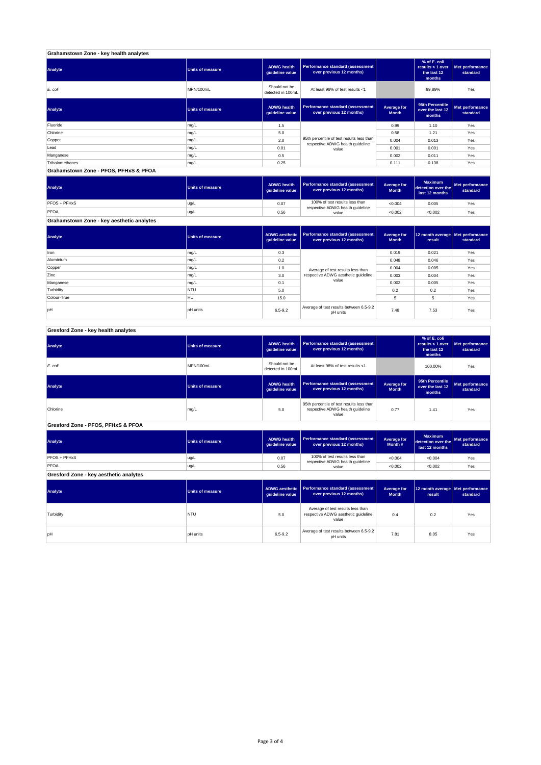## Grahamstown Zone - key health analytes

| Analyte | Units of measure | ADWG health guideline value | Performance standard (assessment over previous 12 months) | | % of E. coli results < 1 over the last 12 months | Met performance standard |
|---|---|---|---|---|---|---|
| *E. coli* | MPN/100mL | Should not be detected in 100mL | At least 98% of test results <1 | | 99.89% | Yes |

| Analyte | Units of measure | ADWG health guideline value | Performance standard (assessment over previous 12 months) | Average for Month | 95th Percentile over the last 12 months | Met performance standard |
|---|---|---|---|---|---|---|
| Fluoride | mg/L | 1.5 | 95th percentile of test results less than respective ADWG health guideline value | 0.99 | 1.10 | Yes |
| Chlorine | mg/L | 5.0 | | 0.58 | 1.21 | Yes |
| Copper | mg/L | 2.0 | | 0.004 | 0.013 | Yes |
| Lead | mg/L | 0.01 | | 0.001 | 0.001 | Yes |
| Manganese | mg/L | 0.5 | | 0.002 | 0.011 | Yes |
| Trihalomethanes | mg/L | 0.25 | | 0.111 | 0.138 | Yes |

## Grahamstown Zone - PFOS, PFHxS & PFOA

| Analyte | Units of measure | ADWG health guideline value | Performance standard (assessment over previous 12 months) | Average for Month | Maximum detection over the last 12 months | Met performance standard |
|---|---|---|---|---|---|---|
| PFOS + PFHxS | ug/L | 0.07 | 100% of test results less than respective ADWG health guideline value | <0.004 | 0.005 | Yes |
| PFOA | ug/L | 0.56 | | <0.002 | <0.002 | Yes |

## Grahamstown Zone - key aesthetic analytes

| Analyte | Units of measure | ADWG aesthetic guideline value | Performance standard (assessment over previous 12 months) | Average for Month | 12 month average result | Met performance standard |
|---|---|---|---|---|---|---|
| Iron | mg/L | 0.3 | Average of test results less than respective ADWG aesthetic guideline value | 0.019 | 0.021 | Yes |
| Aluminium | mg/L | 0.2 | | 0.048 | 0.046 | Yes |
| Copper | mg/L | 1.0 | | 0.004 | 0.005 | Yes |
| Zinc | mg/L | 3.0 | | 0.003 | 0.004 | Yes |
| Manganese | mg/L | 0.1 | | 0.002 | 0.005 | Yes |
| Turbidity | NTU | 5.0 | | 0.2 | 0.2 | Yes |
| Colour-True | HU | 15.0 | | 5 | 5 | Yes |
| pH | pH units | 6.5-9.2 | Average of test results between 6.5-9.2 pH units | 7.48 | 7.53 | Yes |

## Gresford Zone - key health analytes

| Analyte | Units of measure | ADWG health guideline value | Performance standard (assessment over previous 12 months) | | % of E. coli results < 1 over the last 12 months | Met performance standard |
|---|---|---|---|---|---|---|
| *E. coli* | MPN/100mL | Should not be detected in 100mL | At least 98% of test results <1 | | 100.00% | Yes |

| Analyte | Units of measure | ADWG health guideline value | Performance standard (assessment over previous 12 months) | Average for Month | 95th Percentile over the last 12 months | Met performance standard |
|---|---|---|---|---|---|---|
| Chlorine | mg/L | 5.0 | 95th percentile of test results less than respective ADWG health guideline value | 0.77 | 1.41 | Yes |

## Gresford Zone - PFOS, PFHxS & PFOA

| Analyte | Units of measure | ADWG health guideline value | Performance standard (assessment over previous 12 months) | Average for Month # | Maximum detection over the last 12 months | Met performance standard |
|---|---|---|---|---|---|---|
| PFOS + PFHxS | ug/L | 0.07 | 100% of test results less than respective ADWG health guideline value | <0.004 | <0.004 | Yes |
| PFOA | ug/L | 0.56 | | <0.002 | <0.002 | Yes |

## Gresford Zone - key aesthetic analytes

| Analyte | Units of measure | ADWG aesthetic guideline value | Performance standard (assessment over previous 12 months) | Average for Month | 12 month average result | Met performance standard |
|---|---|---|---|---|---|---|
| Turbidity | NTU | 5.0 | Average of test results less than respective ADWG aesthetic guideline value | 0.4 | 0.2 | Yes |
| pH | pH units | 6.5-9.2 | Average of test results between 6.5-9.2 pH units | 7.81 | 8.05 | Yes |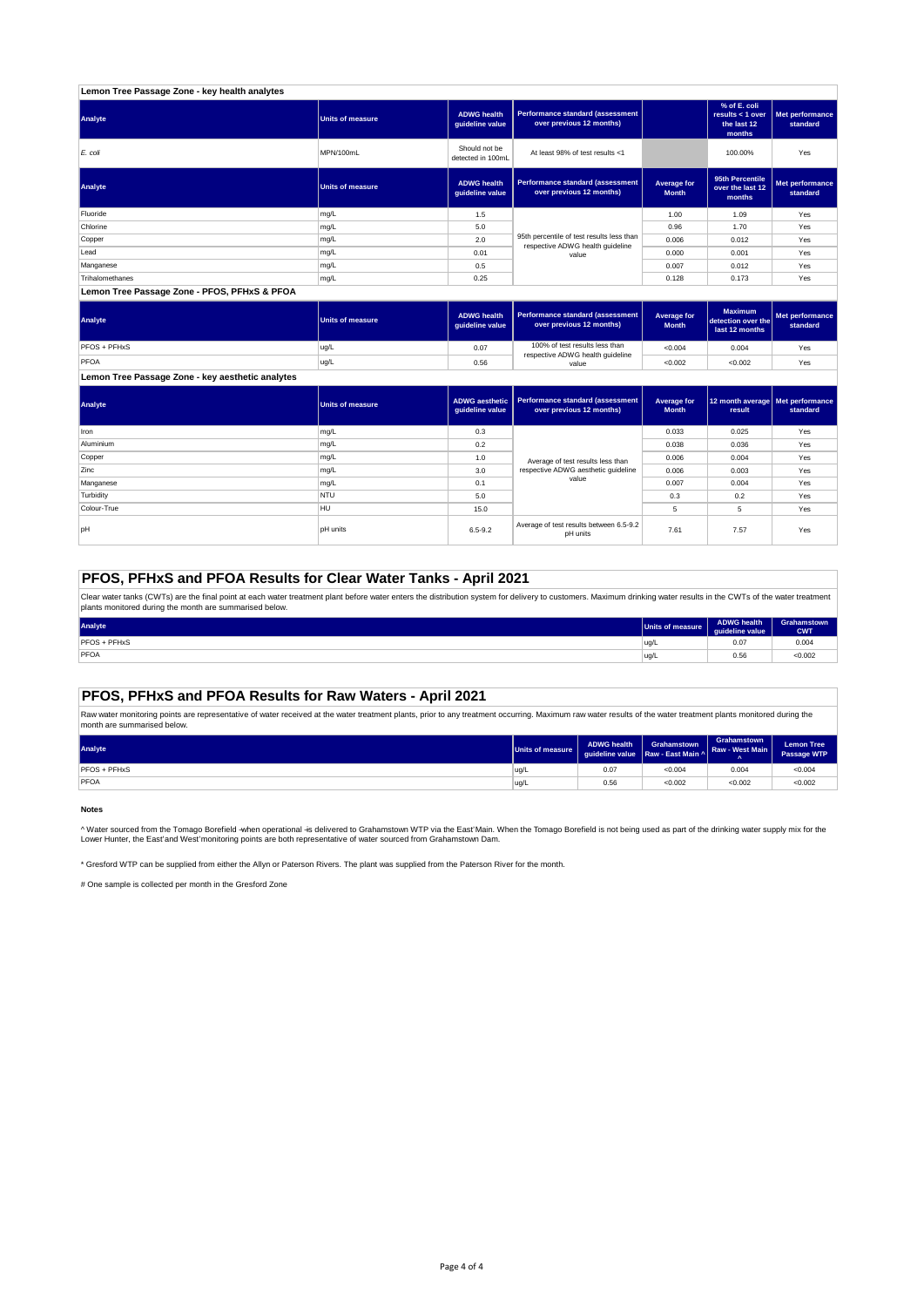**Lemon Tree Passage Zone - key health analytes**

| Analyte | Units of measure | ADWG health guideline value | Performance standard (assessment over previous 12 months) | | % of E. coli results < 1 over the last 12 months | Met performance standard |
|---|---|---|---|---|---|---|
| *E. coli* | MPN/100mL | Should not be detected in 100mL | At least 98% of test results <1 | | 100.00% | Yes |

| Analyte | Units of measure | ADWG health guideline value | Performance standard (assessment over previous 12 months) | Average for Month | 95th Percentile over the last 12 months | Met performance standard |
|---|---|---|---|---|---|---|
| Fluoride | mg/L | 1.5 | 95th percentile of test results less than respective ADWG health guideline value | 1.00 | 1.09 | Yes |
| Chlorine | mg/L | 5.0 | | 0.96 | 1.70 | Yes |
| Copper | mg/L | 2.0 | | 0.006 | 0.012 | Yes |
| Lead | mg/L | 0.01 | | 0.000 | 0.001 | Yes |
| Manganese | mg/L | 0.5 | | 0.007 | 0.012 | Yes |
| Trihalomethanes | mg/L | 0.25 | | 0.128 | 0.173 | Yes |

**Lemon Tree Passage Zone - PFOS, PFHxS & PFOA**

| Analyte | Units of measure | ADWG health guideline value | Performance standard (assessment over previous 12 months) | Average for Month | Maximum detection over the last 12 months | Met performance standard |
|---|---|---|---|---|---|---|
| PFOS + PFHxS | ug/L | 0.07 | 100% of test results less than respective ADWG health guideline value | <0.004 | 0.004 | Yes |
| PFOA | ug/L | 0.56 | | <0.002 | <0.002 | Yes |

**Lemon Tree Passage Zone - key aesthetic analytes**

| Analyte | Units of measure | ADWG aesthetic guideline value | Performance standard (assessment over previous 12 months) | Average for Month | 12 month average result | Met performance standard |
|---|---|---|---|---|---|---|
| Iron | mg/L | 0.3 | Average of test results less than respective ADWG aesthetic guideline value | 0.033 | 0.025 | Yes |
| Aluminium | mg/L | 0.2 | | 0.038 | 0.036 | Yes |
| Copper | mg/L | 1.0 | | 0.006 | 0.004 | Yes |
| Zinc | mg/L | 3.0 | | 0.006 | 0.003 | Yes |
| Manganese | mg/L | 0.1 | | 0.007 | 0.004 | Yes |
| Turbidity | NTU | 5.0 | | 0.3 | 0.2 | Yes |
| Colour-True | HU | 15.0 | | 5 | 5 | Yes |
| pH | pH units | 6.5-9.2 | Average of test results between 6.5-9.2 pH units | 7.61 | 7.57 | Yes |

## PFOS, PFHxS and PFOA Results for Clear Water Tanks - April 2021

Clear water tanks (CWTs) are the final point at each water treatment plant before water enters the distribution system for delivery to customers. Maximum drinking water results in the CWTs of the water treatment plants monitored during the month are summarised below.

| Analyte | Units of measure | ADWG health guideline value | Grahamstown CWT |
|---|---|---|---|
| PFOS + PFHxS | ug/L | 0.07 | 0.004 |
| PFOA | ug/L | 0.56 | <0.002 |

## PFOS, PFHxS and PFOA Results for Raw Waters - April 2021

Raw water monitoring points are representative of water received at the water treatment plants, prior to any treatment occurring. Maximum raw water results of the water treatment plants monitored during the month are summarised below.

| Analyte | Units of measure | ADWG health guideline value | Grahamstown Raw - East Main ^ | Grahamstown Raw - West Main ^ | Lemon Tree Passage WTP |
|---|---|---|---|---|---|
| PFOS + PFHxS | ug/L | 0.07 | <0.004 | 0.004 | <0.004 |
| PFOA | ug/L | 0.56 | <0.002 | <0.002 | <0.002 |

**Notes**

^ Water sourced from the Tomago Borefield -when operational -is delivered to Grahamstown WTP via the East Main. When the Tomago Borefield is not being used as part of the drinking water supply mix for the Lower Hunter, the East and West monitoring points are both representative of water sourced from Grahamstown Dam.

* Gresford WTP can be supplied from either the Allyn or Paterson Rivers. The plant was supplied from the Paterson River for the month.

# One sample is collected per month in the Gresford Zone